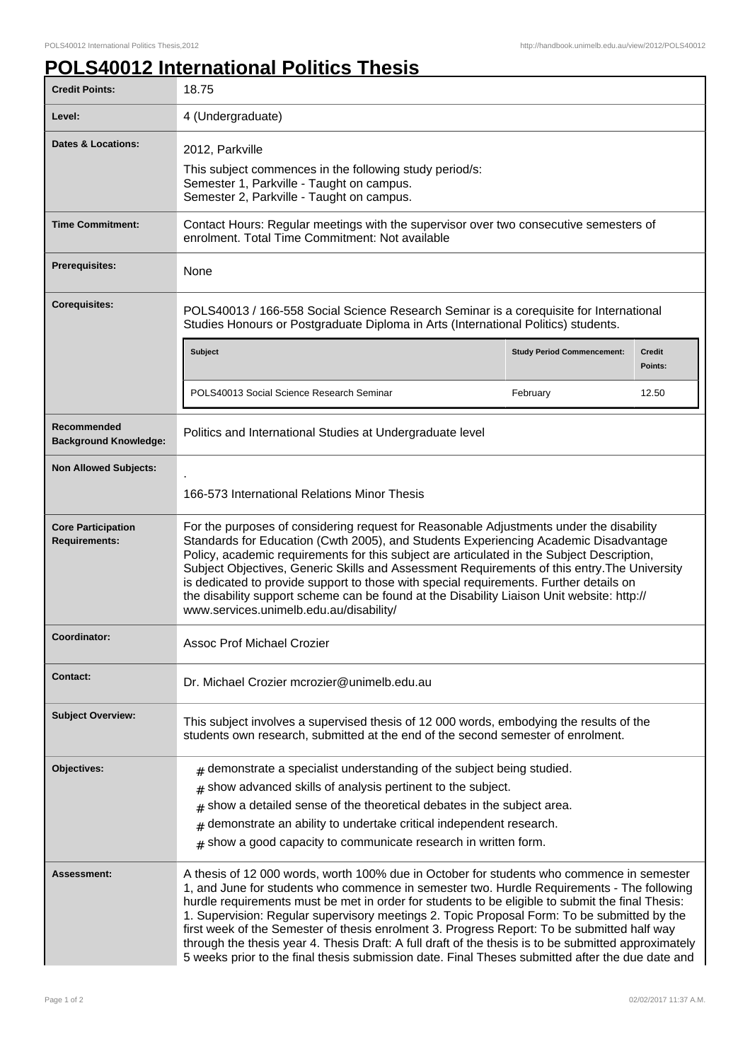# POLS40012 International Politics Thesis

| | |
|---|---|
| **Credit Points:** | 18.75 |
| **Level:** | 4 (Undergraduate) |
| **Dates & Locations:** | 2012, Parkville<br>This subject commences in the following study period/s:<br>Semester 1, Parkville - Taught on campus.<br>Semester 2, Parkville - Taught on campus. |
| **Time Commitment:** | Contact Hours: Regular meetings with the supervisor over two consecutive semesters of enrolment. Total Time Commitment: Not available |
| **Prerequisites:** | None |
| **Corequisites:** | POLS40013 / 166-558 Social Science Research Seminar is a corequisite for International Studies Honours or Postgraduate Diploma in Arts (International Politics) students.<br><br>**Subject** / **Study Period Commencement:** / **Credit Points:**<br>POLS40013 Social Science Research Seminar / February / 12.50 |
| **Recommended Background Knowledge:** | Politics and International Studies at Undergraduate level |
| **Non Allowed Subjects:** | .<br>166-573 International Relations Minor Thesis |
| **Core Participation Requirements:** | For the purposes of considering request for Reasonable Adjustments under the disability Standards for Education (Cwth 2005), and Students Experiencing Academic Disadvantage Policy, academic requirements for this subject are articulated in the Subject Description, Subject Objectives, Generic Skills and Assessment Requirements of this entry.The University is dedicated to provide support to those with special requirements. Further details on the disability support scheme can be found at the Disability Liaison Unit website: http://www.services.unimelb.edu.au/disability/ |
| **Coordinator:** | Assoc Prof Michael Crozier |
| **Contact:** | Dr. Michael Crozier mcrozier@unimelb.edu.au |
| **Subject Overview:** | This subject involves a supervised thesis of 12 000 words, embodying the results of the students own research, submitted at the end of the second semester of enrolment. |
| **Objectives:** | # demonstrate a specialist understanding of the subject being studied.<br># show advanced skills of analysis pertinent to the subject.<br># show a detailed sense of the theoretical debates in the subject area.<br># demonstrate an ability to undertake critical independent research.<br># show a good capacity to communicate research in written form. |
| **Assessment:** | A thesis of 12 000 words, worth 100% due in October for students who commence in semester 1, and June for students who commence in semester two. Hurdle Requirements - The following hurdle requirements must be met in order for students to be eligible to submit the final Thesis: 1. Supervision: Regular supervisory meetings 2. Topic Proposal Form: To be submitted by the first week of the Semester of thesis enrolment 3. Progress Report: To be submitted half way through the thesis year 4. Thesis Draft: A full draft of the thesis is to be submitted approximately 5 weeks prior to the final thesis submission date. Final Theses submitted after the due date and |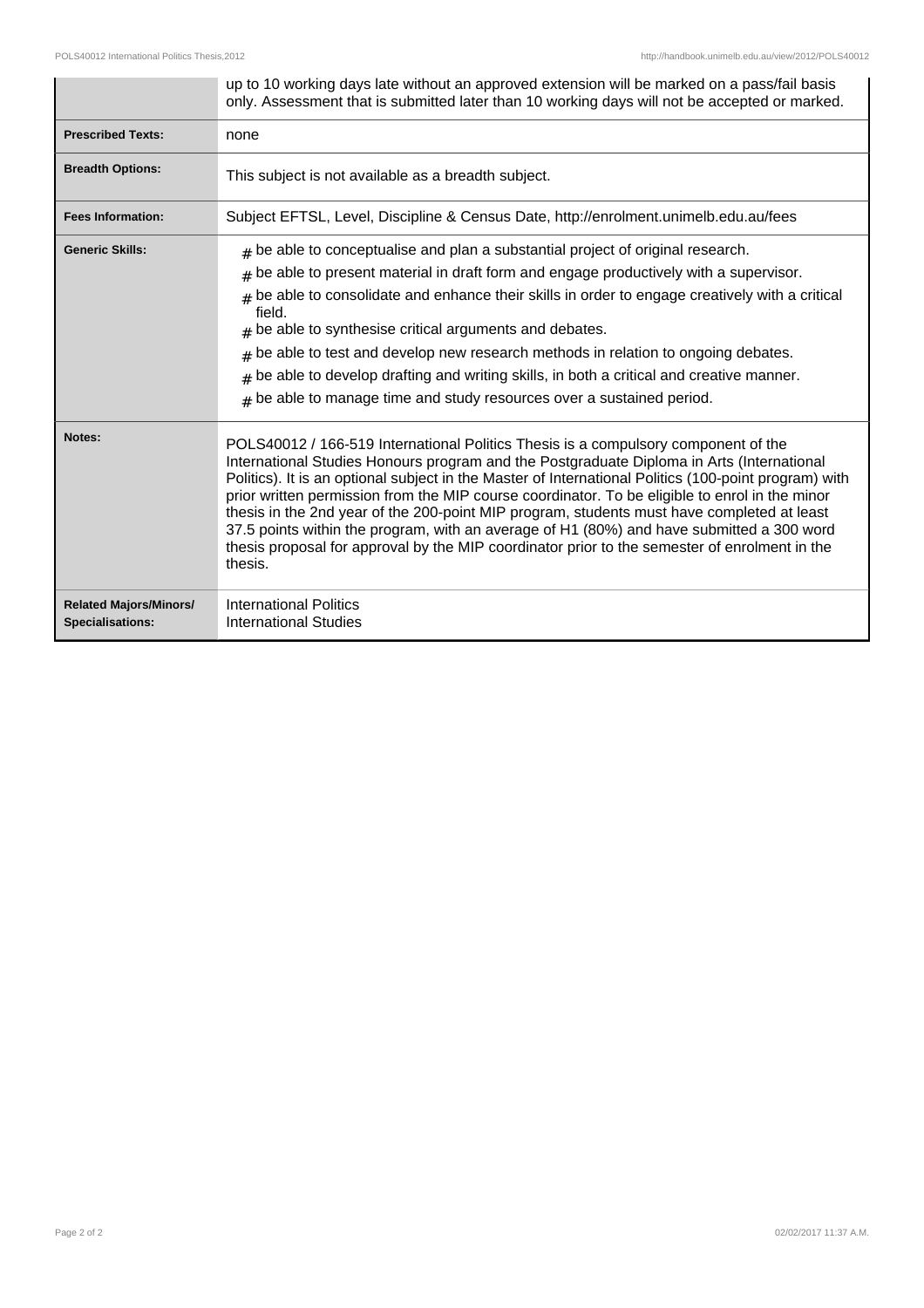| | |
|---|---|
| | up to 10 working days late without an approved extension will be marked on a pass/fail basis only. Assessment that is submitted later than 10 working days will not be accepted or marked. |
| **Prescribed Texts:** | none |
| **Breadth Options:** | This subject is not available as a breadth subject. |
| **Fees Information:** | Subject EFTSL, Level, Discipline & Census Date, http://enrolment.unimelb.edu.au/fees |
| **Generic Skills:** | # be able to conceptualise and plan a substantial project of original research.<br># be able to present material in draft form and engage productively with a supervisor.<br># be able to consolidate and enhance their skills in order to engage creatively with a critical field.<br># be able to synthesise critical arguments and debates.<br># be able to test and develop new research methods in relation to ongoing debates.<br># be able to develop drafting and writing skills, in both a critical and creative manner.<br># be able to manage time and study resources over a sustained period. |
| **Notes:** | POLS40012 / 166-519 International Politics Thesis is a compulsory component of the International Studies Honours program and the Postgraduate Diploma in Arts (International Politics). It is an optional subject in the Master of International Politics (100-point program) with prior written permission from the MIP course coordinator. To be eligible to enrol in the minor thesis in the 2nd year of the 200-point MIP program, students must have completed at least 37.5 points within the program, with an average of H1 (80%) and have submitted a 300 word thesis proposal for approval by the MIP coordinator prior to the semester of enrolment in the thesis. |
| **Related Majors/Minors/ Specialisations:** | International Politics<br>International Studies |